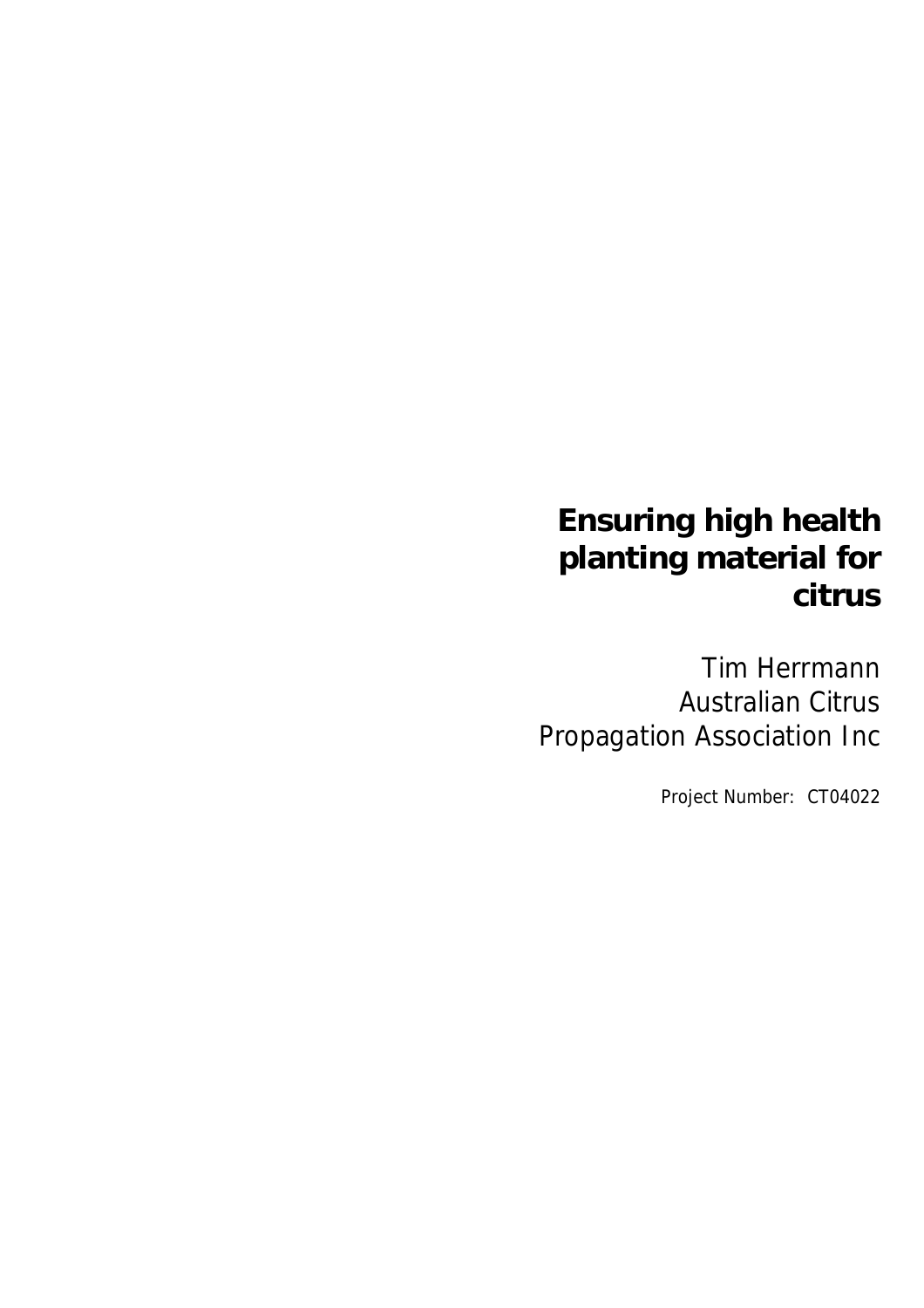# Ensuring high health planting material for citrus

Tim Herrmann
Australian Citrus
Propagation Association Inc

Project Number: CT04022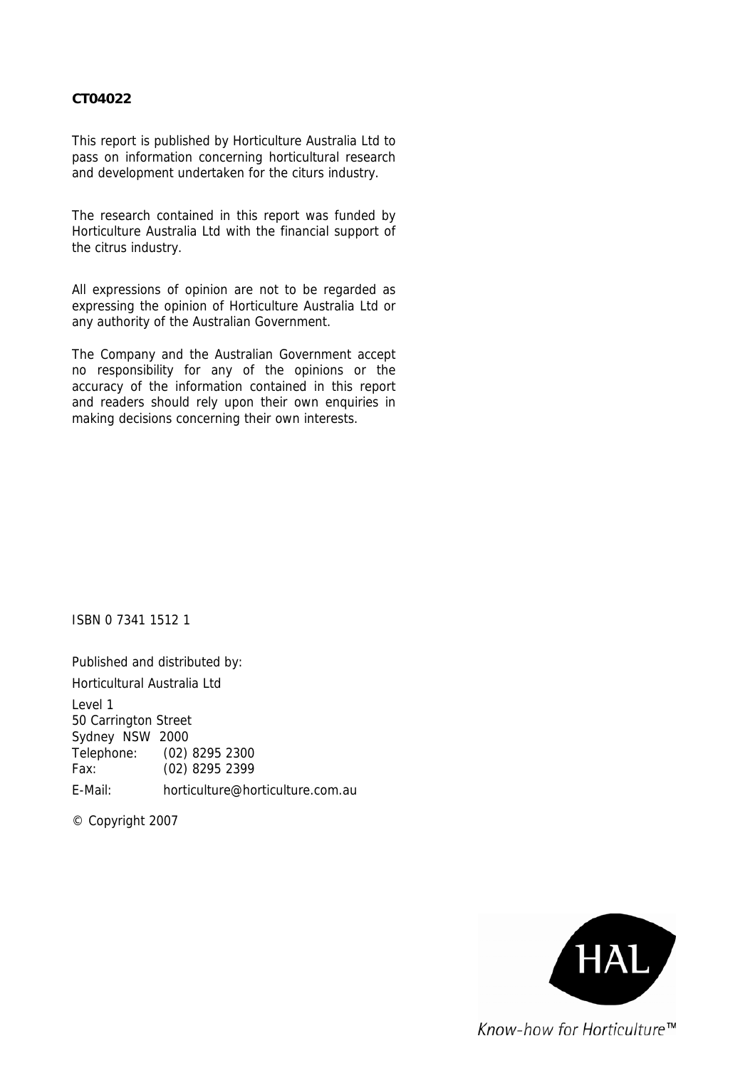**CT04022**

This report is published by Horticulture Australia Ltd to pass on information concerning horticultural research and development undertaken for the citurs industry.

The research contained in this report was funded by Horticulture Australia Ltd with the financial support of the citrus industry.

All expressions of opinion are not to be regarded as expressing the opinion of Horticulture Australia Ltd or any authority of the Australian Government.

The Company and the Australian Government accept no responsibility for any of the opinions or the accuracy of the information contained in this report and readers should rely upon their own enquiries in making decisions concerning their own interests.

ISBN 0 7341 1512 1

Published and distributed by:

Horticultural Australia Ltd

Level 1
50 Carrington Street
Sydney NSW 2000
Telephone: (02) 8295 2300
Fax: (02) 8295 2399

E-Mail: horticulture@horticulture.com.au

© Copyright 2007

HAL

*Know-how for Horticulture™*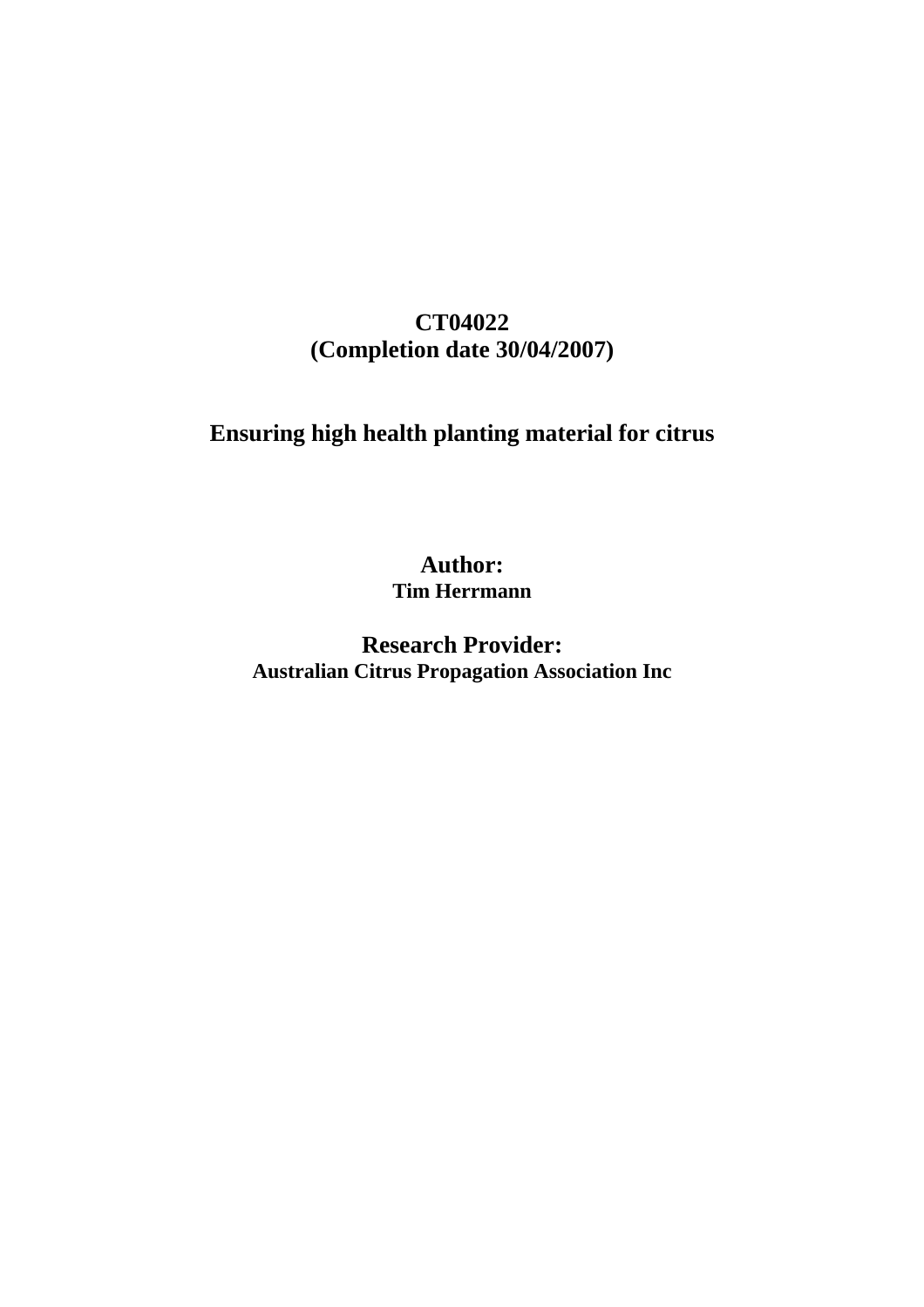**CT04022**
**(Completion date 30/04/2007)**

# Ensuring high health planting material for citrus

**Author:**
**Tim Herrmann**

**Research Provider:**
**Australian Citrus Propagation Association Inc**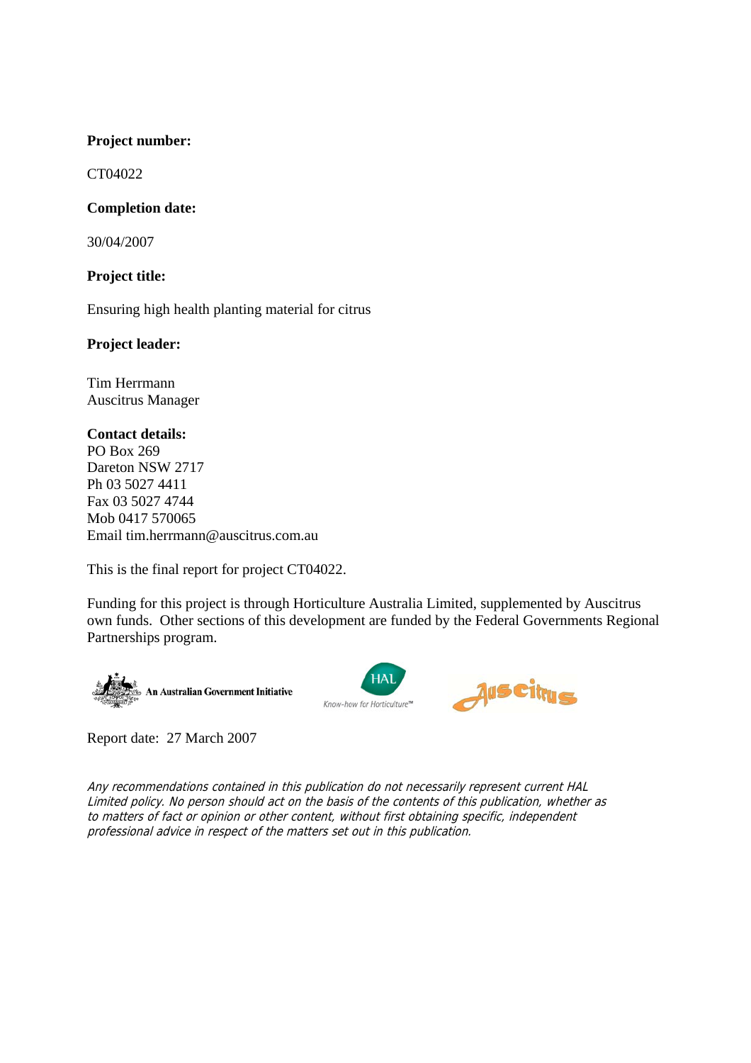**Project number:**

CT04022

**Completion date:**

30/04/2007

**Project title:**

Ensuring high health planting material for citrus

**Project leader:**

Tim Herrmann
Auscitrus Manager

**Contact details:**
PO Box 269
Dareton NSW 2717
Ph 03 5027 4411
Fax 03 5027 4744
Mob 0417 570065
Email tim.herrmann@auscitrus.com.au

This is the final report for project CT04022.

Funding for this project is through Horticulture Australia Limited, supplemented by Auscitrus own funds. Other sections of this development are funded by the Federal Governments Regional Partnerships program.

An Australian Government Initiative

HAL
Know-how for Horticulture™

Auscitrus

Report date: 27 March 2007

*Any recommendations contained in this publication do not necessarily represent current HAL Limited policy. No person should act on the basis of the contents of this publication, whether as to matters of fact or opinion or other content, without first obtaining specific, independent professional advice in respect of the matters set out in this publication.*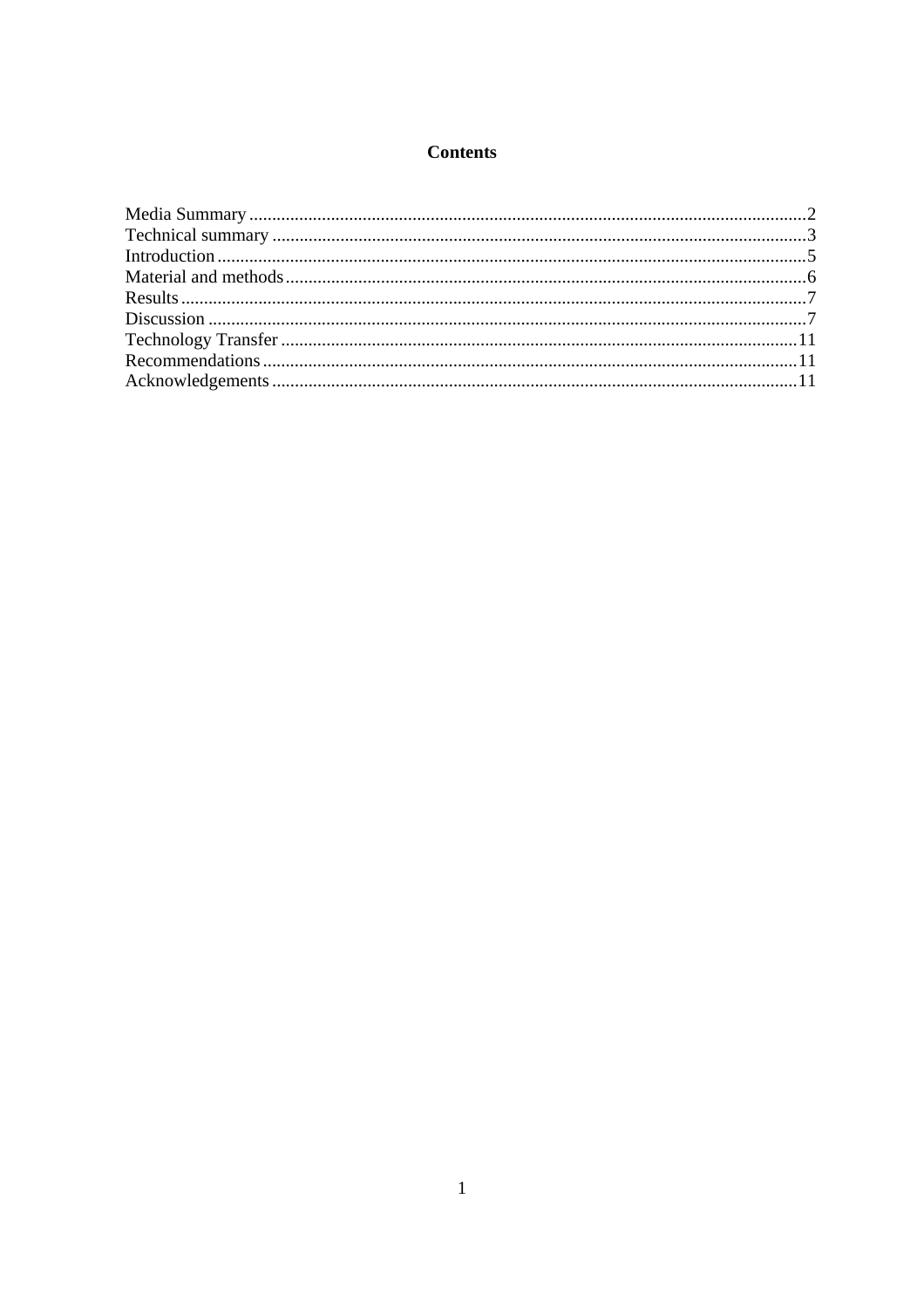# Contents

Media Summary ....................................................................................................................2
Technical summary ...............................................................................................................3
Introduction ..........................................................................................................................5
Material and methods ...........................................................................................................6
Results ..................................................................................................................................7
Discussion ............................................................................................................................7
Technology Transfer ...........................................................................................................11
Recommendations ...............................................................................................................11
Acknowledgements .............................................................................................................11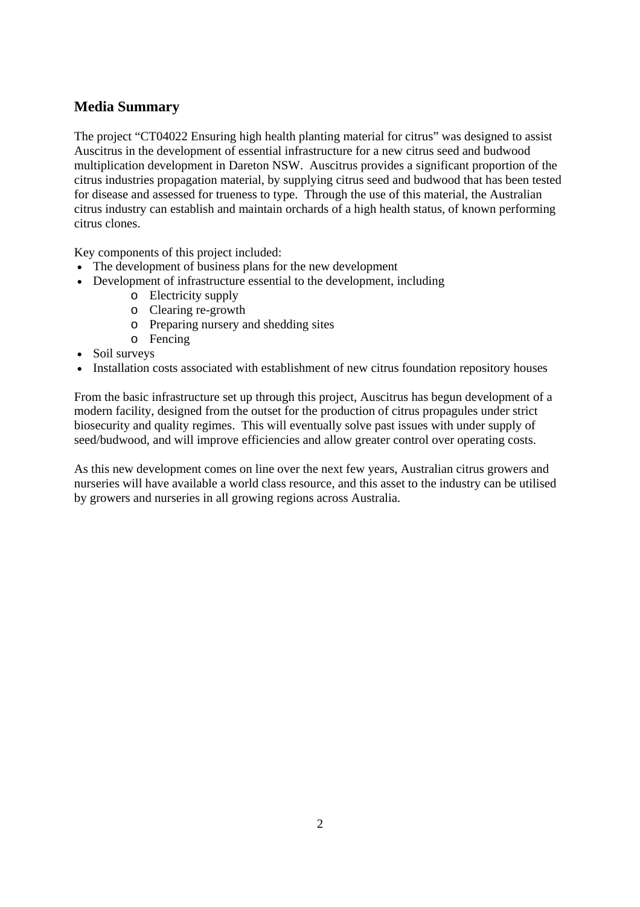## Media Summary

The project "CT04022 Ensuring high health planting material for citrus" was designed to assist Auscitrus in the development of essential infrastructure for a new citrus seed and budwood multiplication development in Dareton NSW. Auscitrus provides a significant proportion of the citrus industries propagation material, by supplying citrus seed and budwood that has been tested for disease and assessed for trueness to type. Through the use of this material, the Australian citrus industry can establish and maintain orchards of a high health status, of known performing citrus clones.

Key components of this project included:

- The development of business plans for the new development
- Development of infrastructure essential to the development, including
  - Electricity supply
  - Clearing re-growth
  - Preparing nursery and shedding sites
  - Fencing
- Soil surveys
- Installation costs associated with establishment of new citrus foundation repository houses

From the basic infrastructure set up through this project, Auscitrus has begun development of a modern facility, designed from the outset for the production of citrus propagules under strict biosecurity and quality regimes. This will eventually solve past issues with under supply of seed/budwood, and will improve efficiencies and allow greater control over operating costs.

As this new development comes on line over the next few years, Australian citrus growers and nurseries will have available a world class resource, and this asset to the industry can be utilised by growers and nurseries in all growing regions across Australia.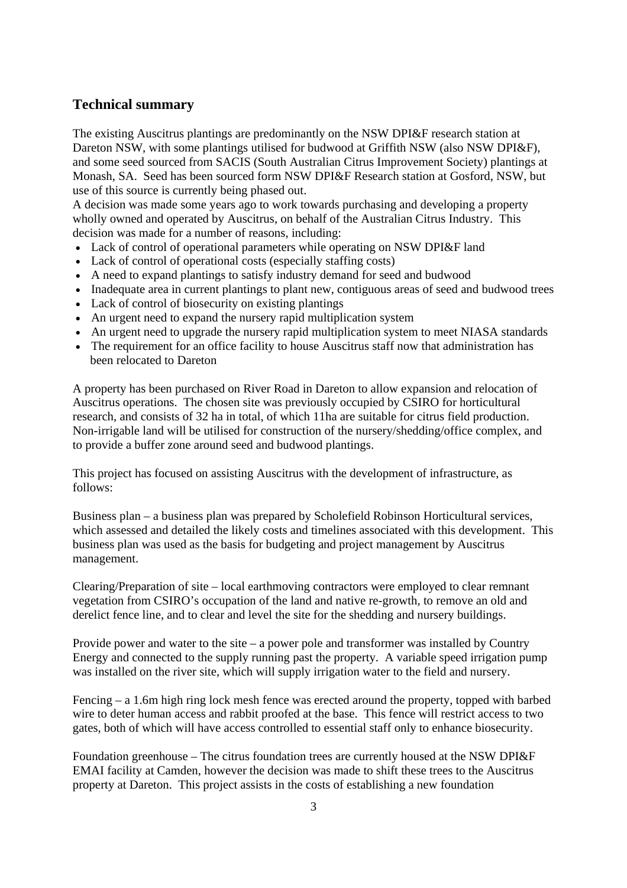## Technical summary

The existing Auscitrus plantings are predominantly on the NSW DPI&F research station at Dareton NSW, with some plantings utilised for budwood at Griffith NSW (also NSW DPI&F), and some seed sourced from SACIS (South Australian Citrus Improvement Society) plantings at Monash, SA. Seed has been sourced form NSW DPI&F Research station at Gosford, NSW, but use of this source is currently being phased out.

A decision was made some years ago to work towards purchasing and developing a property wholly owned and operated by Auscitrus, on behalf of the Australian Citrus Industry. This decision was made for a number of reasons, including:

- Lack of control of operational parameters while operating on NSW DPI&F land
- Lack of control of operational costs (especially staffing costs)
- A need to expand plantings to satisfy industry demand for seed and budwood
- Inadequate area in current plantings to plant new, contiguous areas of seed and budwood trees
- Lack of control of biosecurity on existing plantings
- An urgent need to expand the nursery rapid multiplication system
- An urgent need to upgrade the nursery rapid multiplication system to meet NIASA standards
- The requirement for an office facility to house Auscitrus staff now that administration has been relocated to Dareton

A property has been purchased on River Road in Dareton to allow expansion and relocation of Auscitrus operations. The chosen site was previously occupied by CSIRO for horticultural research, and consists of 32 ha in total, of which 11ha are suitable for citrus field production. Non-irrigable land will be utilised for construction of the nursery/shedding/office complex, and to provide a buffer zone around seed and budwood plantings.

This project has focused on assisting Auscitrus with the development of infrastructure, as follows:

Business plan – a business plan was prepared by Scholefield Robinson Horticultural services, which assessed and detailed the likely costs and timelines associated with this development. This business plan was used as the basis for budgeting and project management by Auscitrus management.

Clearing/Preparation of site – local earthmoving contractors were employed to clear remnant vegetation from CSIRO's occupation of the land and native re-growth, to remove an old and derelict fence line, and to clear and level the site for the shedding and nursery buildings.

Provide power and water to the site – a power pole and transformer was installed by Country Energy and connected to the supply running past the property. A variable speed irrigation pump was installed on the river site, which will supply irrigation water to the field and nursery.

Fencing – a 1.6m high ring lock mesh fence was erected around the property, topped with barbed wire to deter human access and rabbit proofed at the base. This fence will restrict access to two gates, both of which will have access controlled to essential staff only to enhance biosecurity.

Foundation greenhouse – The citrus foundation trees are currently housed at the NSW DPI&F EMAI facility at Camden, however the decision was made to shift these trees to the Auscitrus property at Dareton. This project assists in the costs of establishing a new foundation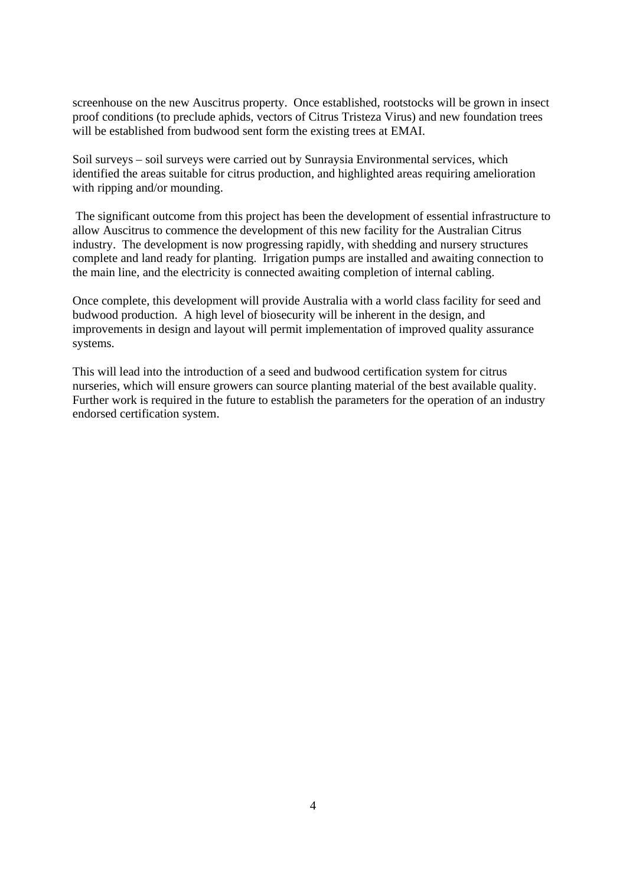screenhouse on the new Auscitrus property. Once established, rootstocks will be grown in insect proof conditions (to preclude aphids, vectors of Citrus Tristeza Virus) and new foundation trees will be established from budwood sent form the existing trees at EMAI.

Soil surveys – soil surveys were carried out by Sunraysia Environmental services, which identified the areas suitable for citrus production, and highlighted areas requiring amelioration with ripping and/or mounding.

The significant outcome from this project has been the development of essential infrastructure to allow Auscitrus to commence the development of this new facility for the Australian Citrus industry. The development is now progressing rapidly, with shedding and nursery structures complete and land ready for planting. Irrigation pumps are installed and awaiting connection to the main line, and the electricity is connected awaiting completion of internal cabling.

Once complete, this development will provide Australia with a world class facility for seed and budwood production. A high level of biosecurity will be inherent in the design, and improvements in design and layout will permit implementation of improved quality assurance systems.

This will lead into the introduction of a seed and budwood certification system for citrus nurseries, which will ensure growers can source planting material of the best available quality. Further work is required in the future to establish the parameters for the operation of an industry endorsed certification system.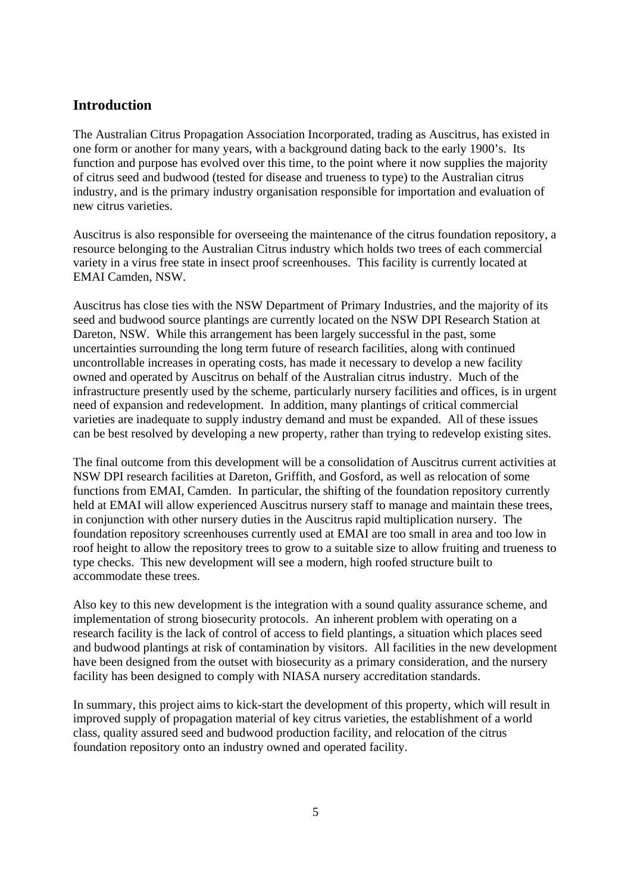## Introduction

The Australian Citrus Propagation Association Incorporated, trading as Auscitrus, has existed in one form or another for many years, with a background dating back to the early 1900's. Its function and purpose has evolved over this time, to the point where it now supplies the majority of citrus seed and budwood (tested for disease and trueness to type) to the Australian citrus industry, and is the primary industry organisation responsible for importation and evaluation of new citrus varieties.

Auscitrus is also responsible for overseeing the maintenance of the citrus foundation repository, a resource belonging to the Australian Citrus industry which holds two trees of each commercial variety in a virus free state in insect proof screenhouses. This facility is currently located at EMAI Camden, NSW.

Auscitrus has close ties with the NSW Department of Primary Industries, and the majority of its seed and budwood source plantings are currently located on the NSW DPI Research Station at Dareton, NSW. While this arrangement has been largely successful in the past, some uncertainties surrounding the long term future of research facilities, along with continued uncontrollable increases in operating costs, has made it necessary to develop a new facility owned and operated by Auscitrus on behalf of the Australian citrus industry. Much of the infrastructure presently used by the scheme, particularly nursery facilities and offices, is in urgent need of expansion and redevelopment. In addition, many plantings of critical commercial varieties are inadequate to supply industry demand and must be expanded. All of these issues can be best resolved by developing a new property, rather than trying to redevelop existing sites.

The final outcome from this development will be a consolidation of Auscitrus current activities at NSW DPI research facilities at Dareton, Griffith, and Gosford, as well as relocation of some functions from EMAI, Camden. In particular, the shifting of the foundation repository currently held at EMAI will allow experienced Auscitrus nursery staff to manage and maintain these trees, in conjunction with other nursery duties in the Auscitrus rapid multiplication nursery. The foundation repository screenhouses currently used at EMAI are too small in area and too low in roof height to allow the repository trees to grow to a suitable size to allow fruiting and trueness to type checks. This new development will see a modern, high roofed structure built to accommodate these trees.

Also key to this new development is the integration with a sound quality assurance scheme, and implementation of strong biosecurity protocols. An inherent problem with operating on a research facility is the lack of control of access to field plantings, a situation which places seed and budwood plantings at risk of contamination by visitors. All facilities in the new development have been designed from the outset with biosecurity as a primary consideration, and the nursery facility has been designed to comply with NIASA nursery accreditation standards.

In summary, this project aims to kick-start the development of this property, which will result in improved supply of propagation material of key citrus varieties, the establishment of a world class, quality assured seed and budwood production facility, and relocation of the citrus foundation repository onto an industry owned and operated facility.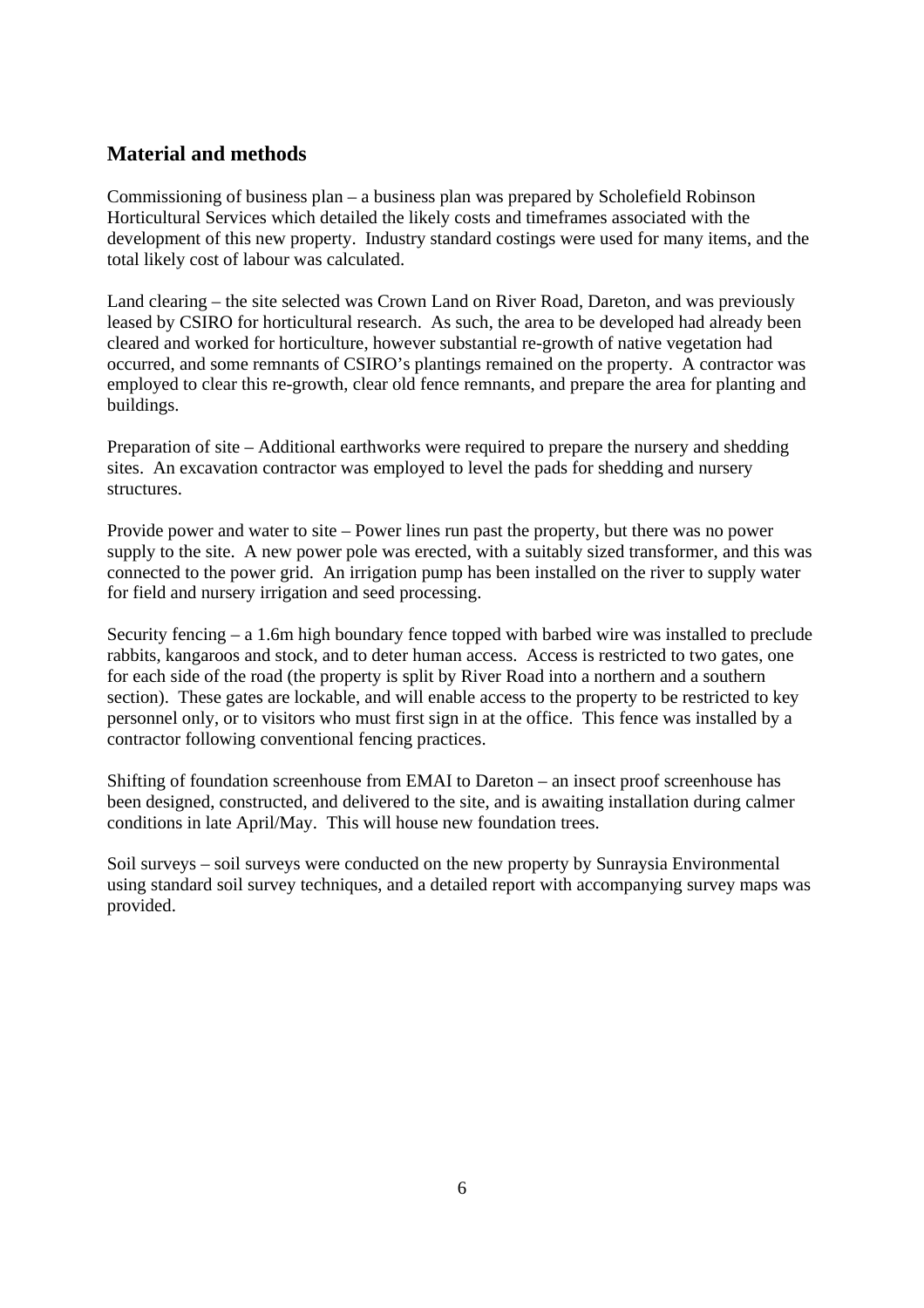## Material and methods

Commissioning of business plan – a business plan was prepared by Scholefield Robinson Horticultural Services which detailed the likely costs and timeframes associated with the development of this new property. Industry standard costings were used for many items, and the total likely cost of labour was calculated.

Land clearing – the site selected was Crown Land on River Road, Dareton, and was previously leased by CSIRO for horticultural research. As such, the area to be developed had already been cleared and worked for horticulture, however substantial re-growth of native vegetation had occurred, and some remnants of CSIRO's plantings remained on the property. A contractor was employed to clear this re-growth, clear old fence remnants, and prepare the area for planting and buildings.

Preparation of site – Additional earthworks were required to prepare the nursery and shedding sites. An excavation contractor was employed to level the pads for shedding and nursery structures.

Provide power and water to site – Power lines run past the property, but there was no power supply to the site. A new power pole was erected, with a suitably sized transformer, and this was connected to the power grid. An irrigation pump has been installed on the river to supply water for field and nursery irrigation and seed processing.

Security fencing – a 1.6m high boundary fence topped with barbed wire was installed to preclude rabbits, kangaroos and stock, and to deter human access. Access is restricted to two gates, one for each side of the road (the property is split by River Road into a northern and a southern section). These gates are lockable, and will enable access to the property to be restricted to key personnel only, or to visitors who must first sign in at the office. This fence was installed by a contractor following conventional fencing practices.

Shifting of foundation screenhouse from EMAI to Dareton – an insect proof screenhouse has been designed, constructed, and delivered to the site, and is awaiting installation during calmer conditions in late April/May. This will house new foundation trees.

Soil surveys – soil surveys were conducted on the new property by Sunraysia Environmental using standard soil survey techniques, and a detailed report with accompanying survey maps was provided.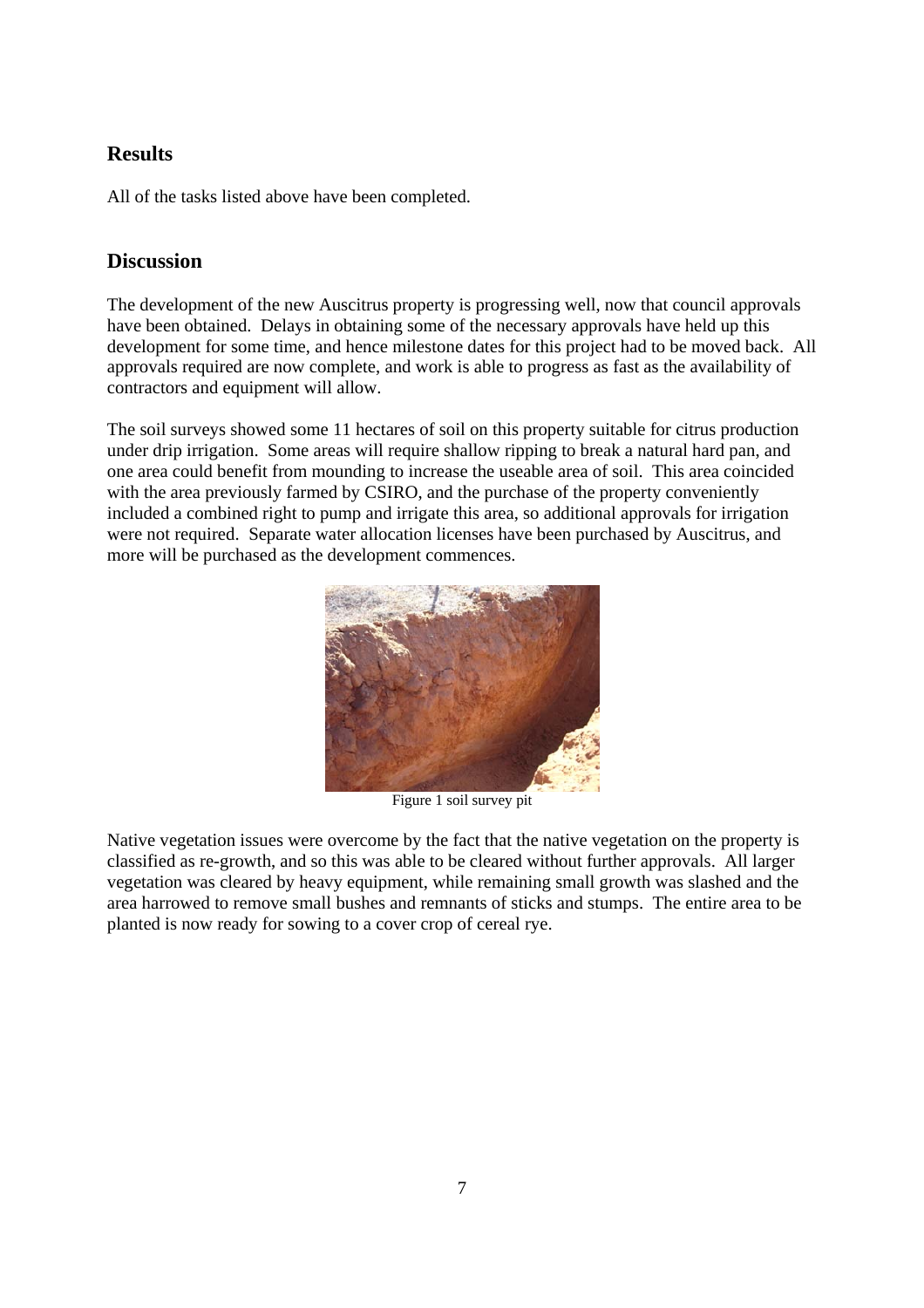## Results

All of the tasks listed above have been completed.

## Discussion

The development of the new Auscitrus property is progressing well, now that council approvals have been obtained. Delays in obtaining some of the necessary approvals have held up this development for some time, and hence milestone dates for this project had to be moved back. All approvals required are now complete, and work is able to progress as fast as the availability of contractors and equipment will allow.

The soil surveys showed some 11 hectares of soil on this property suitable for citrus production under drip irrigation. Some areas will require shallow ripping to break a natural hard pan, and one area could benefit from mounding to increase the useable area of soil. This area coincided with the area previously farmed by CSIRO, and the purchase of the property conveniently included a combined right to pump and irrigate this area, so additional approvals for irrigation were not required. Separate water allocation licenses have been purchased by Auscitrus, and more will be purchased as the development commences.

Figure 1 soil survey pit

Native vegetation issues were overcome by the fact that the native vegetation on the property is classified as re-growth, and so this was able to be cleared without further approvals. All larger vegetation was cleared by heavy equipment, while remaining small growth was slashed and the area harrowed to remove small bushes and remnants of sticks and stumps. The entire area to be planted is now ready for sowing to a cover crop of cereal rye.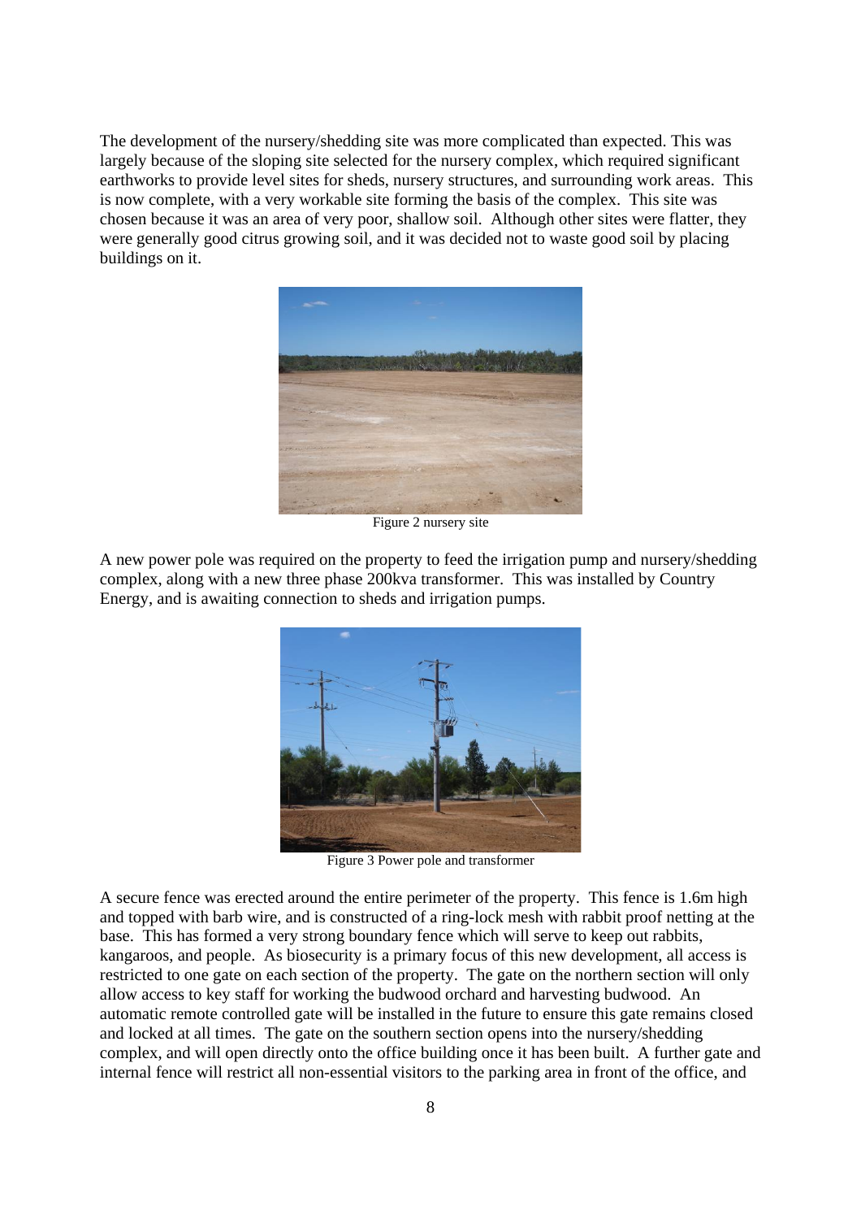The development of the nursery/shedding site was more complicated than expected. This was largely because of the sloping site selected for the nursery complex, which required significant earthworks to provide level sites for sheds, nursery structures, and surrounding work areas. This is now complete, with a very workable site forming the basis of the complex. This site was chosen because it was an area of very poor, shallow soil. Although other sites were flatter, they were generally good citrus growing soil, and it was decided not to waste good soil by placing buildings on it.

Figure 2 nursery site

A new power pole was required on the property to feed the irrigation pump and nursery/shedding complex, along with a new three phase 200kva transformer. This was installed by Country Energy, and is awaiting connection to sheds and irrigation pumps.

Figure 3 Power pole and transformer

A secure fence was erected around the entire perimeter of the property. This fence is 1.6m high and topped with barb wire, and is constructed of a ring-lock mesh with rabbit proof netting at the base. This has formed a very strong boundary fence which will serve to keep out rabbits, kangaroos, and people. As biosecurity is a primary focus of this new development, all access is restricted to one gate on each section of the property. The gate on the northern section will only allow access to key staff for working the budwood orchard and harvesting budwood. An automatic remote controlled gate will be installed in the future to ensure this gate remains closed and locked at all times. The gate on the southern section opens into the nursery/shedding complex, and will open directly onto the office building once it has been built. A further gate and internal fence will restrict all non-essential visitors to the parking area in front of the office, and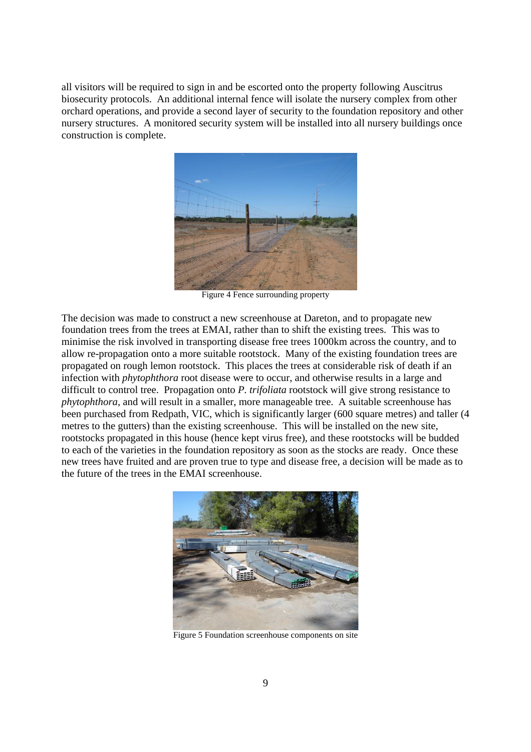all visitors will be required to sign in and be escorted onto the property following Auscitrus biosecurity protocols. An additional internal fence will isolate the nursery complex from other orchard operations, and provide a second layer of security to the foundation repository and other nursery structures. A monitored security system will be installed into all nursery buildings once construction is complete.

Figure 4 Fence surrounding property

The decision was made to construct a new screenhouse at Dareton, and to propagate new foundation trees from the trees at EMAI, rather than to shift the existing trees. This was to minimise the risk involved in transporting disease free trees 1000km across the country, and to allow re-propagation onto a more suitable rootstock. Many of the existing foundation trees are propagated on rough lemon rootstock. This places the trees at considerable risk of death if an infection with *phytophthora* root disease were to occur, and otherwise results in a large and difficult to control tree. Propagation onto *P. trifoliata* rootstock will give strong resistance to *phytophthora*, and will result in a smaller, more manageable tree. A suitable screenhouse has been purchased from Redpath, VIC, which is significantly larger (600 square metres) and taller (4 metres to the gutters) than the existing screenhouse. This will be installed on the new site, rootstocks propagated in this house (hence kept virus free), and these rootstocks will be budded to each of the varieties in the foundation repository as soon as the stocks are ready. Once these new trees have fruited and are proven true to type and disease free, a decision will be made as to the future of the trees in the EMAI screenhouse.

Figure 5 Foundation screenhouse components on site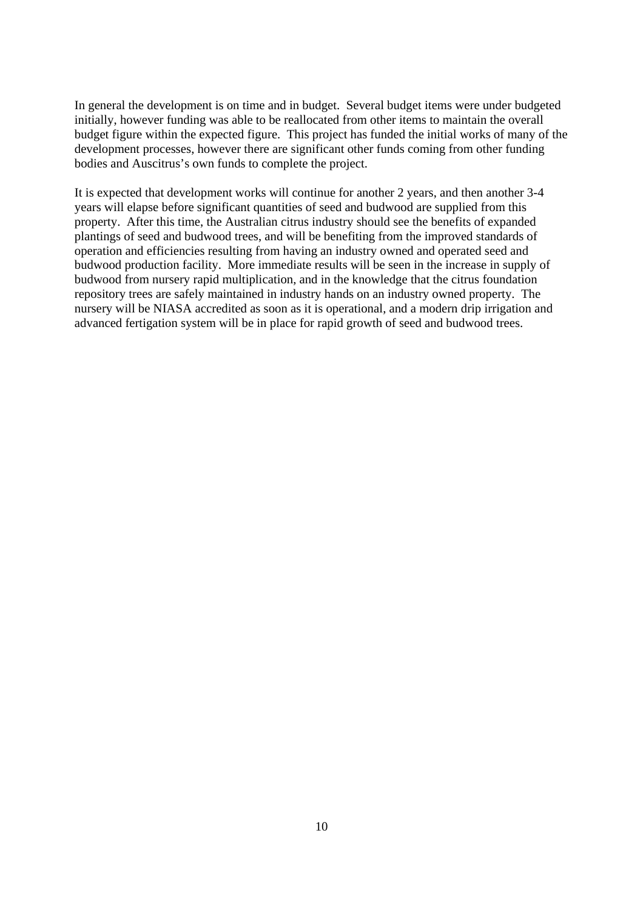In general the development is on time and in budget. Several budget items were under budgeted initially, however funding was able to be reallocated from other items to maintain the overall budget figure within the expected figure. This project has funded the initial works of many of the development processes, however there are significant other funds coming from other funding bodies and Auscitrus's own funds to complete the project.

It is expected that development works will continue for another 2 years, and then another 3-4 years will elapse before significant quantities of seed and budwood are supplied from this property. After this time, the Australian citrus industry should see the benefits of expanded plantings of seed and budwood trees, and will be benefiting from the improved standards of operation and efficiencies resulting from having an industry owned and operated seed and budwood production facility. More immediate results will be seen in the increase in supply of budwood from nursery rapid multiplication, and in the knowledge that the citrus foundation repository trees are safely maintained in industry hands on an industry owned property. The nursery will be NIASA accredited as soon as it is operational, and a modern drip irrigation and advanced fertigation system will be in place for rapid growth of seed and budwood trees.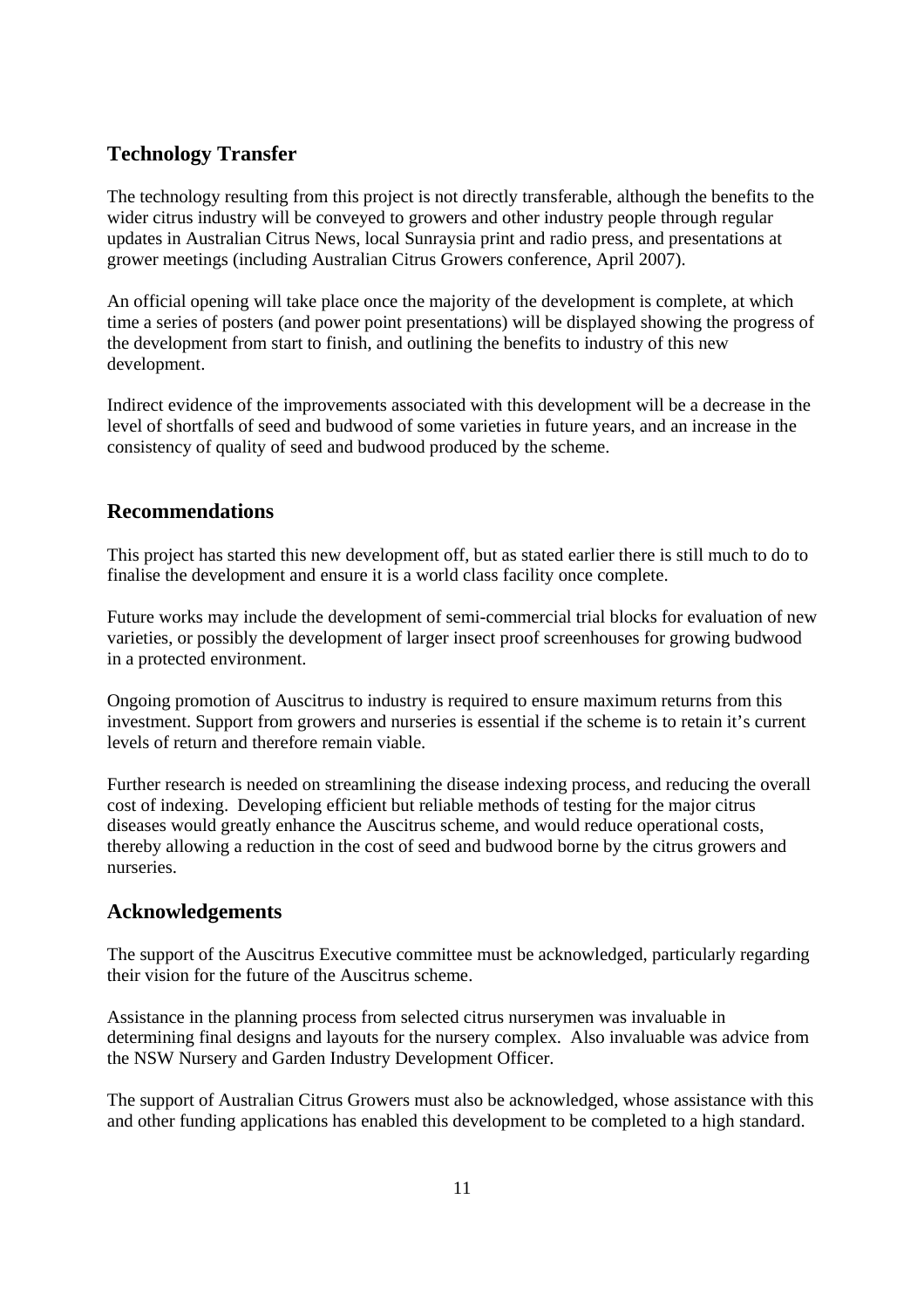## Technology Transfer

The technology resulting from this project is not directly transferable, although the benefits to the wider citrus industry will be conveyed to growers and other industry people through regular updates in Australian Citrus News, local Sunraysia print and radio press, and presentations at grower meetings (including Australian Citrus Growers conference, April 2007).

An official opening will take place once the majority of the development is complete, at which time a series of posters (and power point presentations) will be displayed showing the progress of the development from start to finish, and outlining the benefits to industry of this new development.

Indirect evidence of the improvements associated with this development will be a decrease in the level of shortfalls of seed and budwood of some varieties in future years, and an increase in the consistency of quality of seed and budwood produced by the scheme.

## Recommendations

This project has started this new development off, but as stated earlier there is still much to do to finalise the development and ensure it is a world class facility once complete.

Future works may include the development of semi-commercial trial blocks for evaluation of new varieties, or possibly the development of larger insect proof screenhouses for growing budwood in a protected environment.

Ongoing promotion of Auscitrus to industry is required to ensure maximum returns from this investment. Support from growers and nurseries is essential if the scheme is to retain it's current levels of return and therefore remain viable.

Further research is needed on streamlining the disease indexing process, and reducing the overall cost of indexing. Developing efficient but reliable methods of testing for the major citrus diseases would greatly enhance the Auscitrus scheme, and would reduce operational costs, thereby allowing a reduction in the cost of seed and budwood borne by the citrus growers and nurseries.

## Acknowledgements

The support of the Auscitrus Executive committee must be acknowledged, particularly regarding their vision for the future of the Auscitrus scheme.

Assistance in the planning process from selected citrus nurserymen was invaluable in determining final designs and layouts for the nursery complex. Also invaluable was advice from the NSW Nursery and Garden Industry Development Officer.

The support of Australian Citrus Growers must also be acknowledged, whose assistance with this and other funding applications has enabled this development to be completed to a high standard.